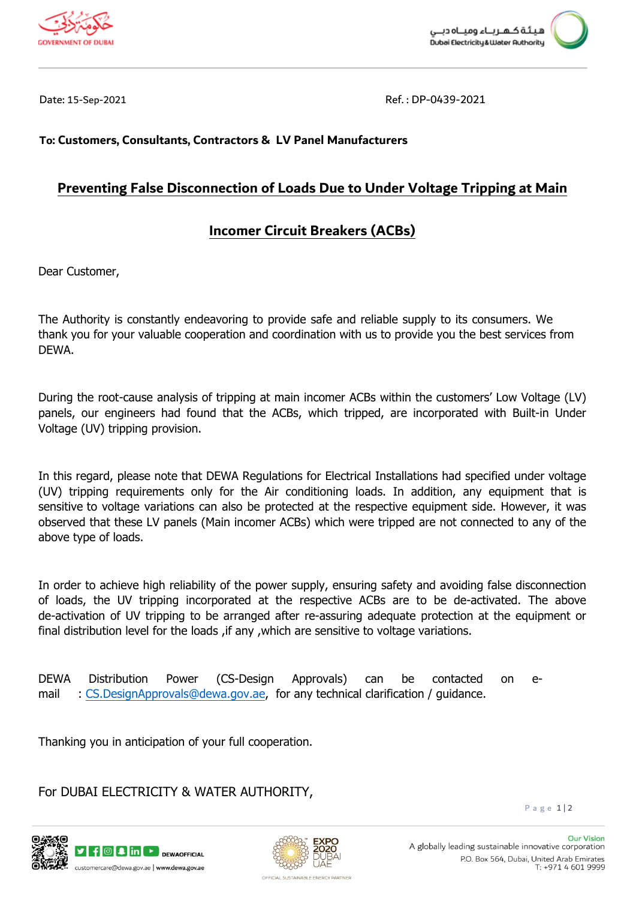Date: 15-Sep-2021 Ref. : DP-0439-2021

**To: Customers, Consultants, Contractors & LV Panel Manufacturers**

## Preventing False Disconnection of Loads Due to Under Voltage Tripping at Main Incomer Circuit Breakers (ACBs)

Dear Customer,

The Authority is constantly endeavoring to provide safe and reliable supply to its consumers. We thank you for your valuable cooperation and coordination with us to provide you the best services from DEWA.

During the root-cause analysis of tripping at main incomer ACBs within the customers' Low Voltage (LV) panels, our engineers had found that the ACBs, which tripped, are incorporated with Built-in Under Voltage (UV) tripping provision.

In this regard, please note that DEWA Regulations for Electrical Installations had specified under voltage (UV) tripping requirements only for the Air conditioning loads. In addition, any equipment that is sensitive to voltage variations can also be protected at the respective equipment side. However, it was observed that these LV panels (Main incomer ACBs) which were tripped are not connected to any of the above type of loads.

In order to achieve high reliability of the power supply, ensuring safety and avoiding false disconnection of loads, the UV tripping incorporated at the respective ACBs are to be de-activated. The above de-activation of UV tripping to be arranged after re-assuring adequate protection at the equipment or final distribution level for the loads ,if any ,which are sensitive to voltage variations.

DEWA Distribution Power (CS-Design Approvals) can be contacted on e-mail : CS.DesignApprovals@dewa.gov.ae, for any technical clarification / guidance.

Thanking you in anticipation of your full cooperation.

For DUBAI ELECTRICITY & WATER AUTHORITY,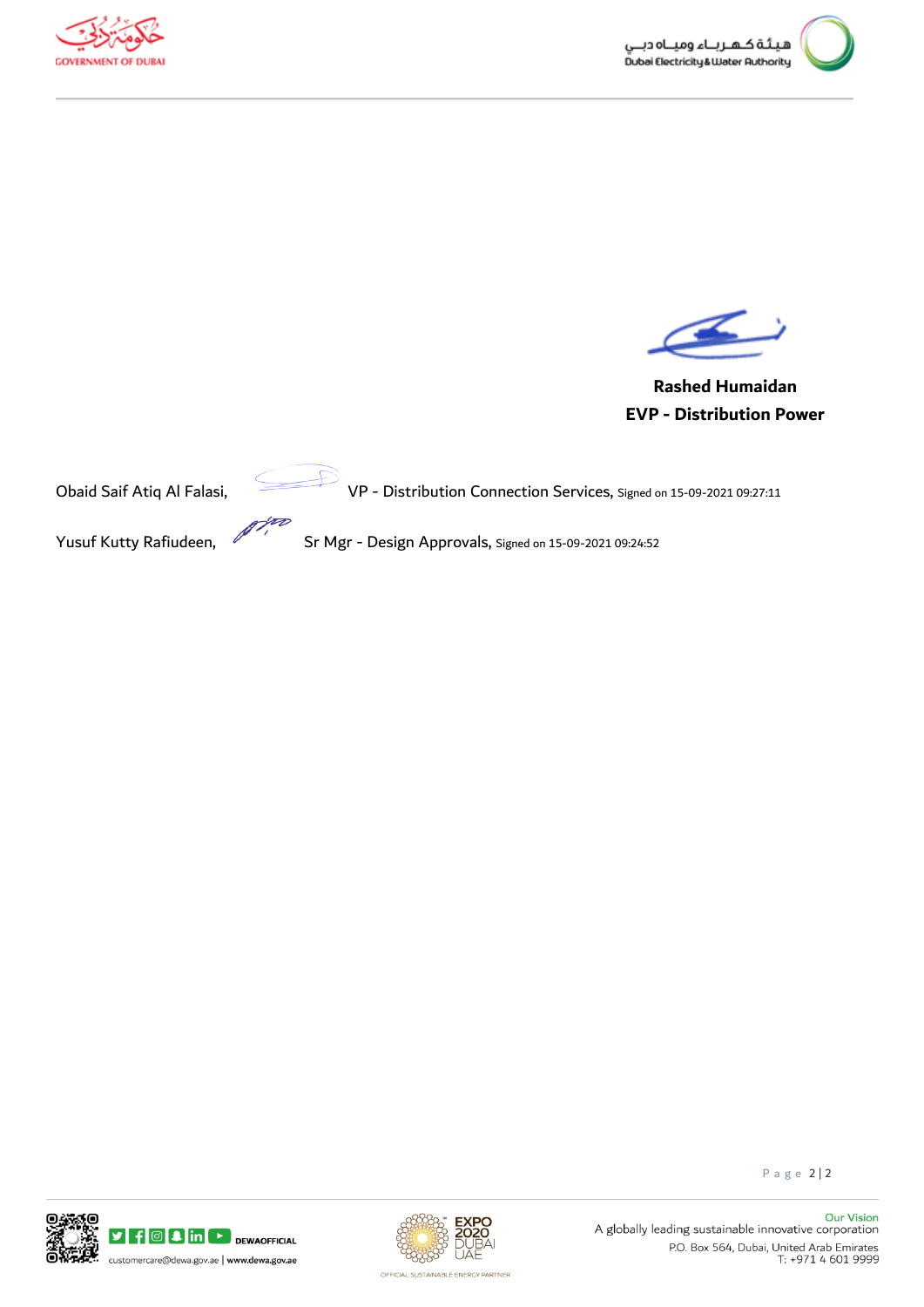**Rashed Humaidan**
**EVP - Distribution Power**

Obaid Saif Atiq Al Falasi, VP - Distribution Connection Services, Signed on 15-09-2021 09:27:11

Yusuf Kutty Rafiudeen, Sr Mgr - Design Approvals, Signed on 15-09-2021 09:24:52